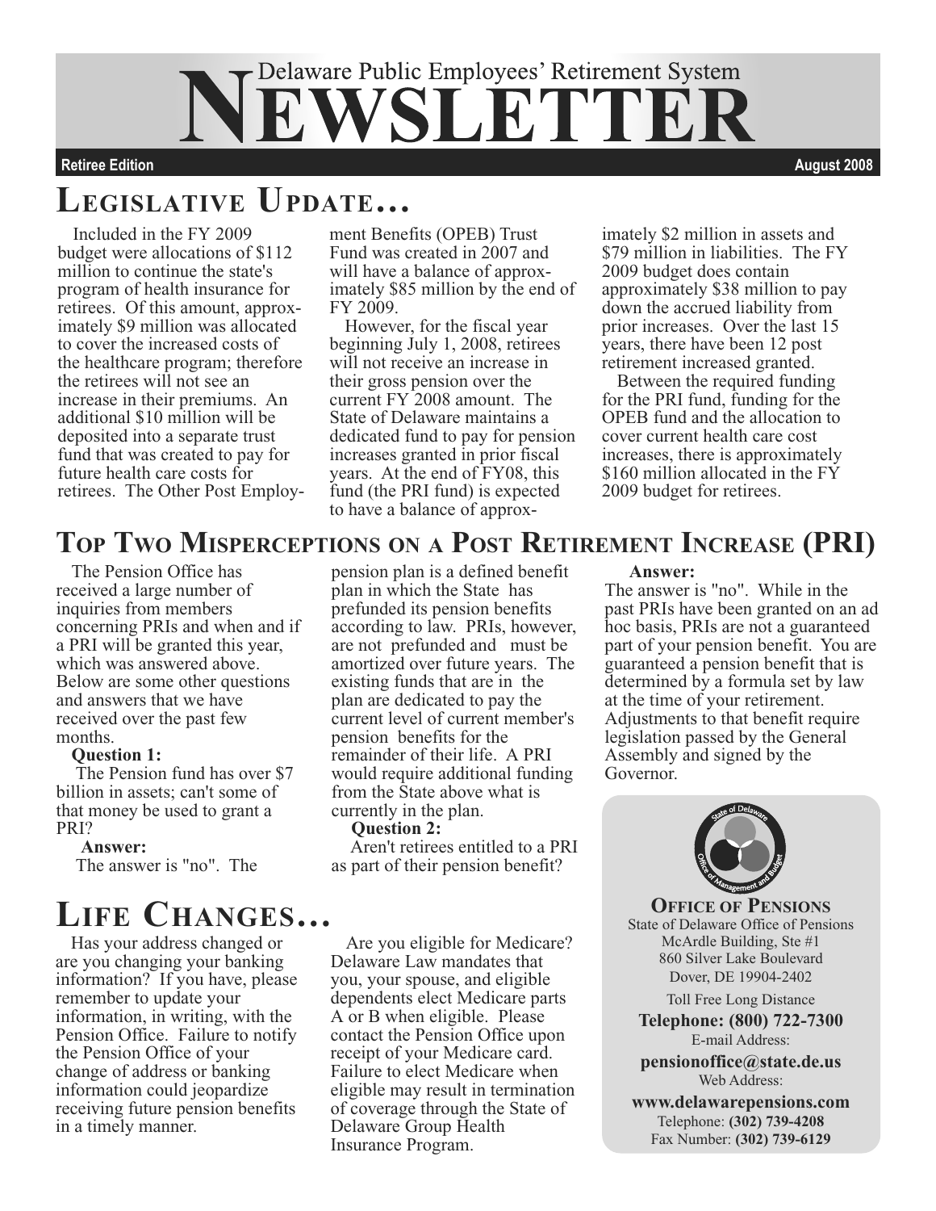# Delaware Public Employees' Retirement System NEWSLETTER

**Retiree Edition** — **August 2008**

## Legislative Update...

Included in the FY 2009 budget were allocations of $112 million to continue the state's program of health insurance for retirees. Of this amount, approximately $9 million was allocated to cover the increased costs of the healthcare program; therefore the retirees will not see an increase in their premiums. An additional $10 million will be deposited into a separate trust fund that was created to pay for future health care costs for retirees. The Other Post Employment Benefits (OPEB) Trust Fund was created in 2007 and will have a balance of approximately $85 million by the end of FY 2009.

However, for the fiscal year beginning July 1, 2008, retirees will not receive an increase in their gross pension over the current FY 2008 amount. The State of Delaware maintains a dedicated fund to pay for pension increases granted in prior fiscal years. At the end of FY08, this fund (the PRI fund) is expected to have a balance of approximately $2 million in assets and $79 million in liabilities. The FY 2009 budget does contain approximately $38 million to pay down the accrued liability from prior increases. Over the last 15 years, there have been 12 post retirement increased granted.

Between the required funding for the PRI fund, funding for the OPEB fund and the allocation to cover current health care cost increases, there is approximately $160 million allocated in the FY 2009 budget for retirees.

## Top Two Misperceptions on a Post Retirement Increase (PRI)

The Pension Office has received a large number of inquiries from members concerning PRIs and when and if a PRI will be granted this year, which was answered above. Below are some other questions and answers that we have received over the past few months.

**Question 1:**

The Pension fund has over $7 billion in assets; can't some of that money be used to grant a PRI?

**Answer:**

The answer is "no". The pension plan is a defined benefit plan in which the State has prefunded its pension benefits according to law. PRIs, however, are not prefunded and must be amortized over future years. The existing funds that are in the plan are dedicated to pay the current level of current member's pension benefits for the remainder of their life. A PRI would require additional funding from the State above what is currently in the plan.

**Question 2:**

Aren't retirees entitled to a PRI as part of their pension benefit?

**Answer:**

The answer is "no". While in the past PRIs have been granted on an ad hoc basis, PRIs are not a guaranteed part of your pension benefit. You are guaranteed a pension benefit that is determined by a formula set by law at the time of your retirement. Adjustments to that benefit require legislation passed by the General Assembly and signed by the Governor.

## Life Changes...

Has your address changed or are you changing your banking information? If you have, please remember to update your information, in writing, with the Pension Office. Failure to notify the Pension Office of your change of address or banking information could jeopardize receiving future pension benefits in a timely manner.

Are you eligible for Medicare? Delaware Law mandates that you, your spouse, and eligible dependents elect Medicare parts A or B when eligible. Please contact the Pension Office upon receipt of your Medicare card. Failure to elect Medicare when eligible may result in termination of coverage through the State of Delaware Group Health Insurance Program.

---

**Office of Pensions**

State of Delaware Office of Pensions
McArdle Building, Ste #1
860 Silver Lake Boulevard
Dover, DE 19904-2402

Toll Free Long Distance
**Telephone: (800) 722-7300**

E-mail Address:
**pensionoffice@state.de.us**

Web Address:
**www.delawarepensions.com**

Telephone: **(302) 739-4208**
Fax Number: **(302) 739-6129**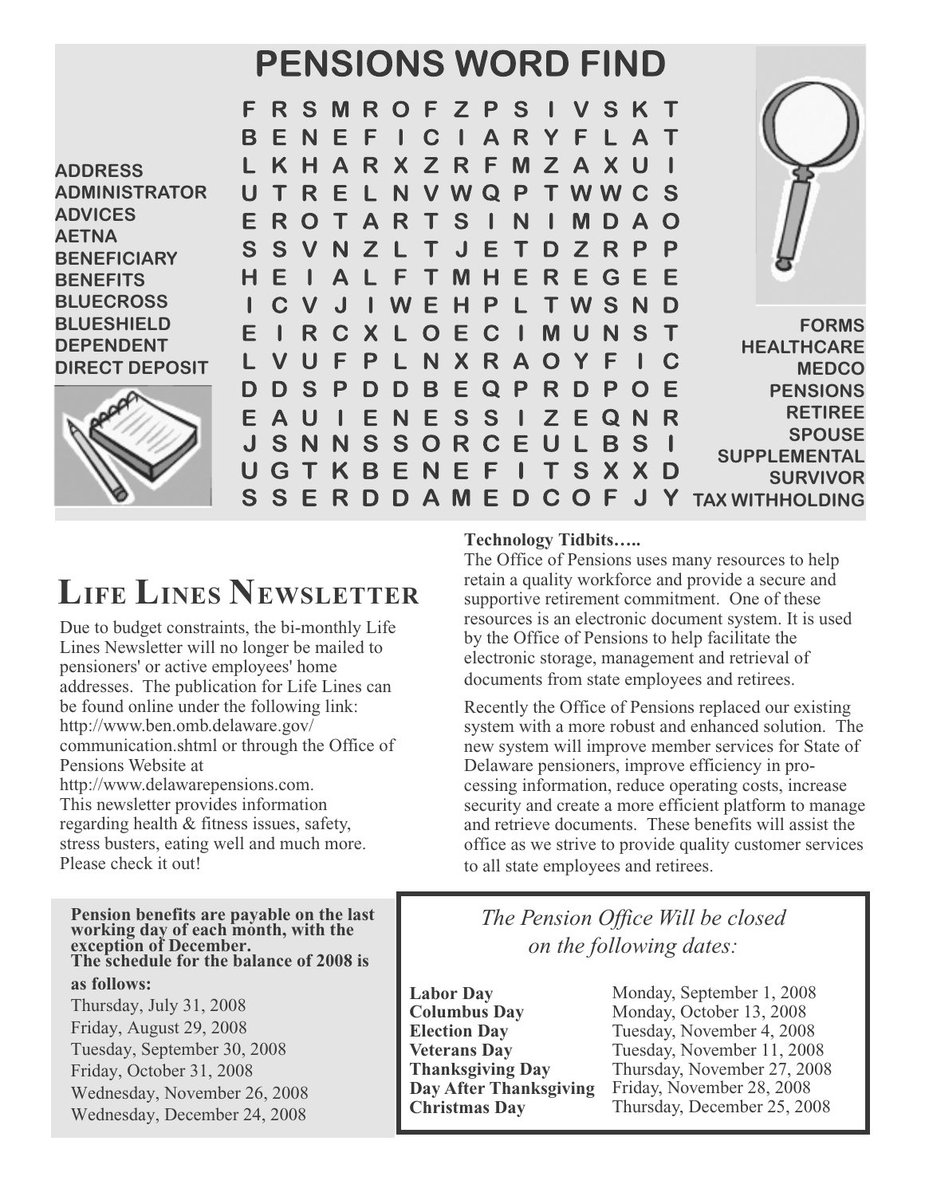# PENSIONS WORD FIND

```
F R S M R O F Z P S I V S K T
B E N E F I C I A R Y F L A T
L K H A R X Z R F M Z A X U I
U T R E L N V W Q P T W W C S
E R O T A R T S I N I M D A O
S S V N Z L T J E T D Z R P P
H E I A L F T M H E R E G E E
I C V J I W E H P L T W S N D
E I R C X L O E C I M U N S T
L V U F P L N X R A O Y F I C
D D S P D D B E Q P R D P O E
E A U I E N E S S I Z E Q N R
J S N N S S O R C E U L B S I
U G T K B E N E F I T S X X D
S S E R D D A M E D C O F J Y
```

ADDRESS
ADMINISTRATOR
ADVICES
AETNA
BENEFICIARY
BENEFITS
BLUECROSS
BLUESHIELD
DEPENDENT
DIRECT DEPOSIT
FORMS
HEALTHCARE
MEDCO
PENSIONS
RETIREE
SPOUSE
SUPPLEMENTAL
SURVIVOR
TAX WITHHOLDING

## LIFE LINES NEWSLETTER

Due to budget constraints, the bi-monthly Life Lines Newsletter will no longer be mailed to pensioners' or active employees' home addresses. The publication for Life Lines can be found online under the following link: http://www.ben.omb.delaware.gov/communication.shtml or through the Office of Pensions Website at http://www.delawarepensions.com. This newsletter provides information regarding health & fitness issues, safety, stress busters, eating well and much more. Please check it out!

**Technology Tidbits…..**

The Office of Pensions uses many resources to help retain a quality workforce and provide a secure and supportive retirement commitment. One of these resources is an electronic document system. It is used by the Office of Pensions to help facilitate the electronic storage, management and retrieval of documents from state employees and retirees.

Recently the Office of Pensions replaced our existing system with a more robust and enhanced solution. The new system will improve member services for State of Delaware pensioners, improve efficiency in processing information, reduce operating costs, increase security and create a more efficient platform to manage and retrieve documents. These benefits will assist the office as we strive to provide quality customer services to all state employees and retirees.

**Pension benefits are payable on the last working day of each month, with the exception of December. The schedule for the balance of 2008 is as follows:**

Thursday, July 31, 2008
Friday, August 29, 2008
Tuesday, September 30, 2008
Friday, October 31, 2008
Wednesday, November 26, 2008
Wednesday, December 24, 2008

*The Pension Office Will be closed on the following dates:*

| | |
|---|---|
| **Labor Day** | Monday, September 1, 2008 |
| **Columbus Day** | Monday, October 13, 2008 |
| **Election Day** | Tuesday, November 4, 2008 |
| **Veterans Day** | Tuesday, November 11, 2008 |
| **Thanksgiving Day** | Thursday, November 27, 2008 |
| **Day After Thanksgiving** | Friday, November 28, 2008 |
| **Christmas Day** | Thursday, December 25, 2008 |